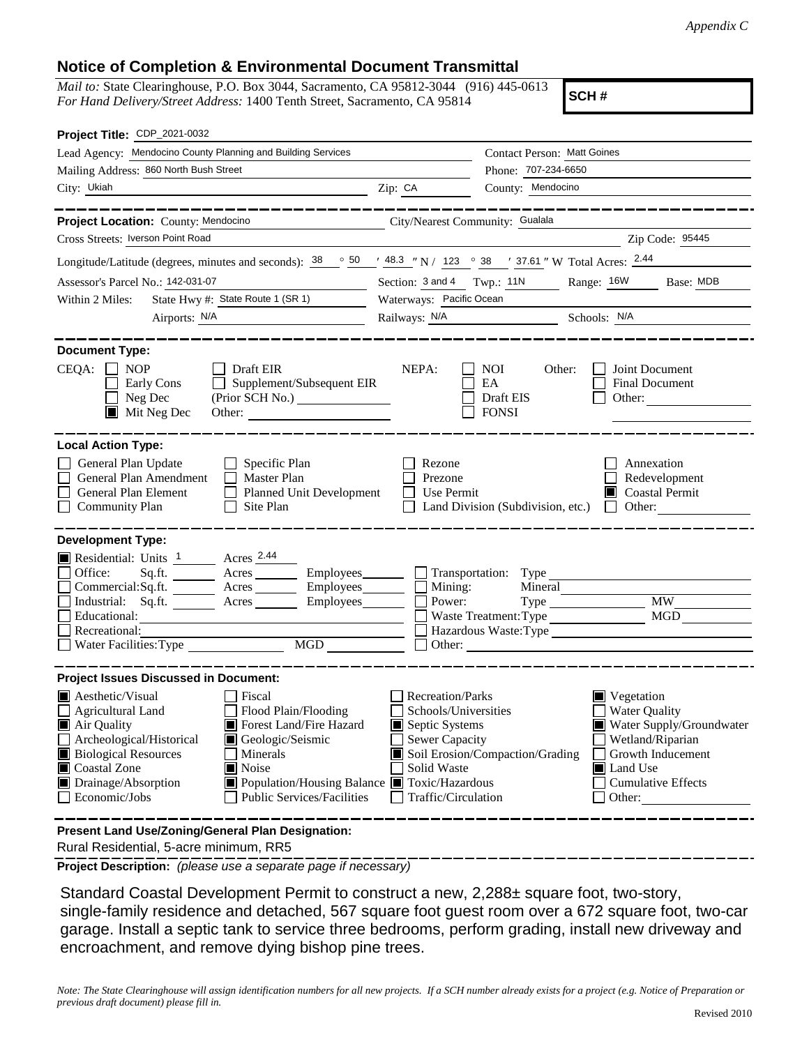*Appendix C*

## Notice of Completion & Environmental Document Transmittal

*Mail to:* State Clearinghouse, P.O. Box 3044, Sacramento, CA 95812-3044 (916) 445-0613
*For Hand Delivery/Street Address:* 1400 Tenth Street, Sacramento, CA 95814

**SCH #**

**Project Title:** CDP_2021-0032

Lead Agency: Mendocino County Planning and Building Services
Contact Person: Matt Goines
Mailing Address: 860 North Bush Street
Phone: 707-234-6650
City: Ukiah
Zip: CA
County: Mendocino

**Project Location:** County: Mendocino
City/Nearest Community: Gualala
Cross Streets: Iverson Point Road
Zip Code: 95445
Longitude/Latitude (degrees, minutes and seconds): 38 ° 50 ′ 48.3 ″ N / 123 ° 38 ′ 37.61 ″ W Total Acres: 2.44
Assessor's Parcel No.: 142-031-07
Section: 3 and 4 Twp.: 11N Range: 16W Base: MDB
Within 2 Miles: State Hwy #: State Route 1 (SR 1)
Waterways: Pacific Ocean
Airports: N/A
Railways: N/A
Schools: N/A

**Document Type:**

CEQA: ☐ NOP ☐ Early Cons ☐ Neg Dec ■ Mit Neg Dec
☐ Draft EIR ☐ Supplement/Subsequent EIR (Prior SCH No.) ______ Other: ______
NEPA: ☐ NOI ☐ EA ☐ Draft EIS ☐ FONSI
Other: ☐ Joint Document ☐ Final Document ☐ Other: ______

**Local Action Type:**

☐ General Plan Update ☐ General Plan Amendment ☐ General Plan Element ☐ Community Plan
☐ Specific Plan ☐ Master Plan ☐ Planned Unit Development ☐ Site Plan
☐ Rezone ☐ Prezone ☐ Use Permit ☐ Land Division (Subdivision, etc.)
☐ Annexation ☐ Redevelopment ■ Coastal Permit ☐ Other: ______

**Development Type:**

■ Residential: Units 1 Acres 2.44
☐ Office: Sq.ft. ____ Acres ____ Employees ____
☐ Commercial: Sq.ft. ____ Acres ____ Employees ____
☐ Industrial: Sq.ft. ____ Acres ____ Employees ____
☐ Educational: ______
☐ Recreational: ______
☐ Water Facilities: Type ______ MGD ______
☐ Transportation: Type ______
☐ Mining: Mineral ______
☐ Power: Type ______ MW ______
☐ Waste Treatment: Type ______ MGD ______
☐ Hazardous Waste: Type ______
☐ Other: ______

**Project Issues Discussed in Document:**

■ Aesthetic/Visual
☐ Agricultural Land
■ Air Quality
☐ Archeological/Historical
■ Biological Resources
■ Coastal Zone
■ Drainage/Absorption
☐ Economic/Jobs
☐ Fiscal
☐ Flood Plain/Flooding
■ Forest Land/Fire Hazard
■ Geologic/Seismic
☐ Minerals
■ Noise
■ Population/Housing Balance
☐ Public Services/Facilities
☐ Recreation/Parks
☐ Schools/Universities
■ Septic Systems
☐ Sewer Capacity
■ Soil Erosion/Compaction/Grading
☐ Solid Waste
■ Toxic/Hazardous
☐ Traffic/Circulation
■ Vegetation
☐ Water Quality
■ Water Supply/Groundwater
☐ Wetland/Riparian
☐ Growth Inducement
■ Land Use
☐ Cumulative Effects
☐ Other: ______

**Present Land Use/Zoning/General Plan Designation:**

Rural Residential, 5-acre minimum, RR5

**Project Description:** *(please use a separate page if necessary)*

Standard Coastal Development Permit to construct a new, 2,288± square foot, two-story, single-family residence and detached, 567 square foot guest room over a 672 square foot, two-car garage. Install a septic tank to service three bedrooms, perform grading, install new driveway and encroachment, and remove dying bishop pine trees.

*Note: The State Clearinghouse will assign identification numbers for all new projects. If a SCH number already exists for a project (e.g. Notice of Preparation or previous draft document) please fill in.*

Revised 2010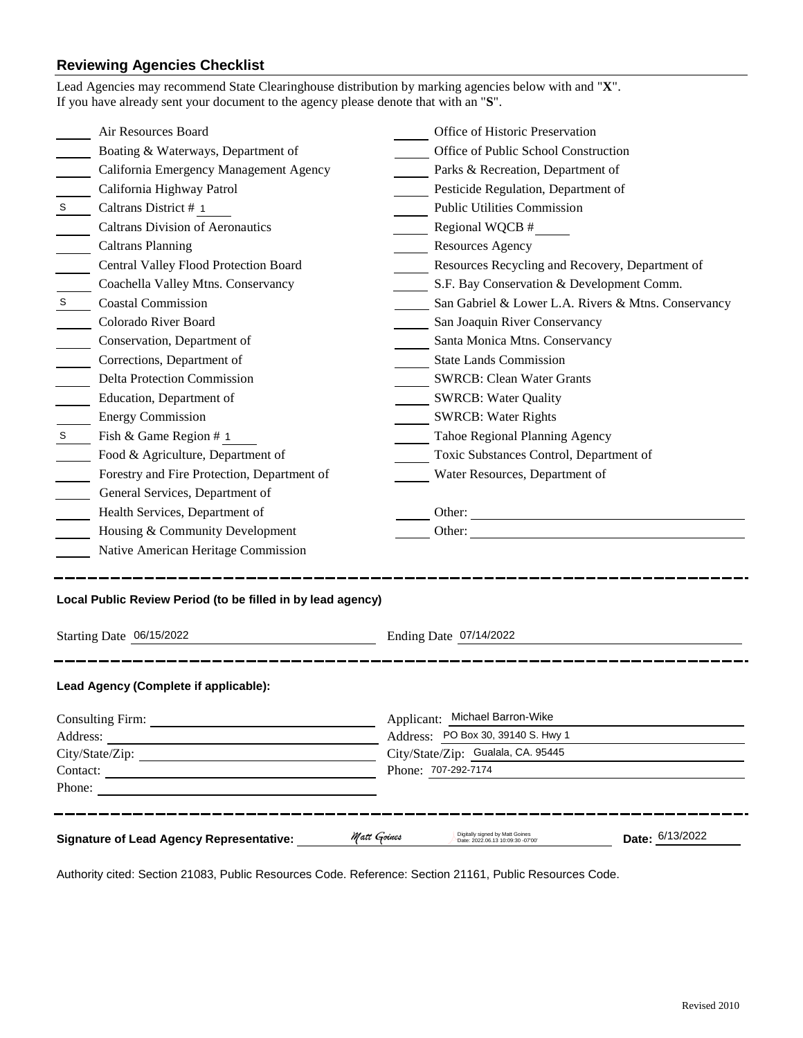## Reviewing Agencies Checklist

Lead Agencies may recommend State Clearinghouse distribution by marking agencies below with and "**X**".
If you have already sent your document to the agency please denote that with an "**S**".

| | | | |
|---|---|---|---|
| ____ | Air Resources Board | ____ | Office of Historic Preservation |
| ____ | Boating & Waterways, Department of | ____ | Office of Public School Construction |
| ____ | California Emergency Management Agency | ____ | Parks & Recreation, Department of |
| ____ | California Highway Patrol | ____ | Pesticide Regulation, Department of |
| S | Caltrans District # 1 | ____ | Public Utilities Commission |
| ____ | Caltrans Division of Aeronautics | ____ | Regional WQCB # ____ |
| ____ | Caltrans Planning | ____ | Resources Agency |
| ____ | Central Valley Flood Protection Board | ____ | Resources Recycling and Recovery, Department of |
| ____ | Coachella Valley Mtns. Conservancy | ____ | S.F. Bay Conservation & Development Comm. |
| S | Coastal Commission | ____ | San Gabriel & Lower L.A. Rivers & Mtns. Conservancy |
| ____ | Colorado River Board | ____ | San Joaquin River Conservancy |
| ____ | Conservation, Department of | ____ | Santa Monica Mtns. Conservancy |
| ____ | Corrections, Department of | ____ | State Lands Commission |
| ____ | Delta Protection Commission | ____ | SWRCB: Clean Water Grants |
| ____ | Education, Department of | ____ | SWRCB: Water Quality |
| ____ | Energy Commission | ____ | SWRCB: Water Rights |
| S | Fish & Game Region # 1 | ____ | Tahoe Regional Planning Agency |
| ____ | Food & Agriculture, Department of | ____ | Toxic Substances Control, Department of |
| ____ | Forestry and Fire Protection, Department of | ____ | Water Resources, Department of |
| ____ | General Services, Department of | | |
| ____ | Health Services, Department of | ____ | Other: ____ |
| ____ | Housing & Community Development | ____ | Other: ____ |
| ____ | Native American Heritage Commission | | |

---

**Local Public Review Period (to be filled in by lead agency)**

Starting Date 06/15/2022 Ending Date 07/14/2022

---

**Lead Agency (Complete if applicable):**

| | |
|---|---|
| Consulting Firm: | Applicant: Michael Barron-Wike |
| Address: | Address: PO Box 30, 39140 S. Hwy 1 |
| City/State/Zip: | City/State/Zip: Gualala, CA. 95445 |
| Contact: | Phone: 707-292-7174 |
| Phone: | |

---

**Signature of Lead Agency Representative:** *Matt Goines* Digitally signed by Matt Goines Date: 2022.06.13 10:09:30 -07'00' **Date:** 6/13/2022

Authority cited: Section 21083, Public Resources Code. Reference: Section 21161, Public Resources Code.

Revised 2010